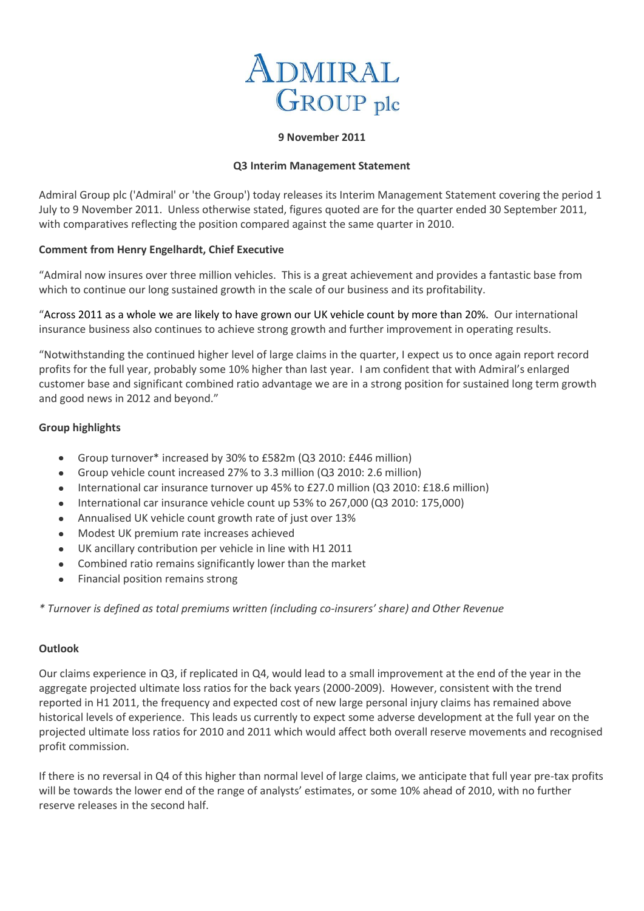# Admiral Group plc

**9 November 2011**

**Q3 Interim Management Statement**

Admiral Group plc ('Admiral' or 'the Group') today releases its Interim Management Statement covering the period 1 July to 9 November 2011. Unless otherwise stated, figures quoted are for the quarter ended 30 September 2011, with comparatives reflecting the position compared against the same quarter in 2010.

**Comment from Henry Engelhardt, Chief Executive**

"Admiral now insures over three million vehicles. This is a great achievement and provides a fantastic base from which to continue our long sustained growth in the scale of our business and its profitability.

"Across 2011 as a whole we are likely to have grown our UK vehicle count by more than 20%. Our international insurance business also continues to achieve strong growth and further improvement in operating results.

"Notwithstanding the continued higher level of large claims in the quarter, I expect us to once again report record profits for the full year, probably some 10% higher than last year. I am confident that with Admiral's enlarged customer base and significant combined ratio advantage we are in a strong position for sustained long term growth and good news in 2012 and beyond."

**Group highlights**

- Group turnover* increased by 30% to £582m (Q3 2010: £446 million)
- Group vehicle count increased 27% to 3.3 million (Q3 2010: 2.6 million)
- International car insurance turnover up 45% to £27.0 million (Q3 2010: £18.6 million)
- International car insurance vehicle count up 53% to 267,000 (Q3 2010: 175,000)
- Annualised UK vehicle count growth rate of just over 13%
- Modest UK premium rate increases achieved
- UK ancillary contribution per vehicle in line with H1 2011
- Combined ratio remains significantly lower than the market
- Financial position remains strong

*\* Turnover is defined as total premiums written (including co-insurers' share) and Other Revenue*

**Outlook**

Our claims experience in Q3, if replicated in Q4, would lead to a small improvement at the end of the year in the aggregate projected ultimate loss ratios for the back years (2000-2009). However, consistent with the trend reported in H1 2011, the frequency and expected cost of new large personal injury claims has remained above historical levels of experience. This leads us currently to expect some adverse development at the full year on the projected ultimate loss ratios for 2010 and 2011 which would affect both overall reserve movements and recognised profit commission.

If there is no reversal in Q4 of this higher than normal level of large claims, we anticipate that full year pre-tax profits will be towards the lower end of the range of analysts' estimates, or some 10% ahead of 2010, with no further reserve releases in the second half.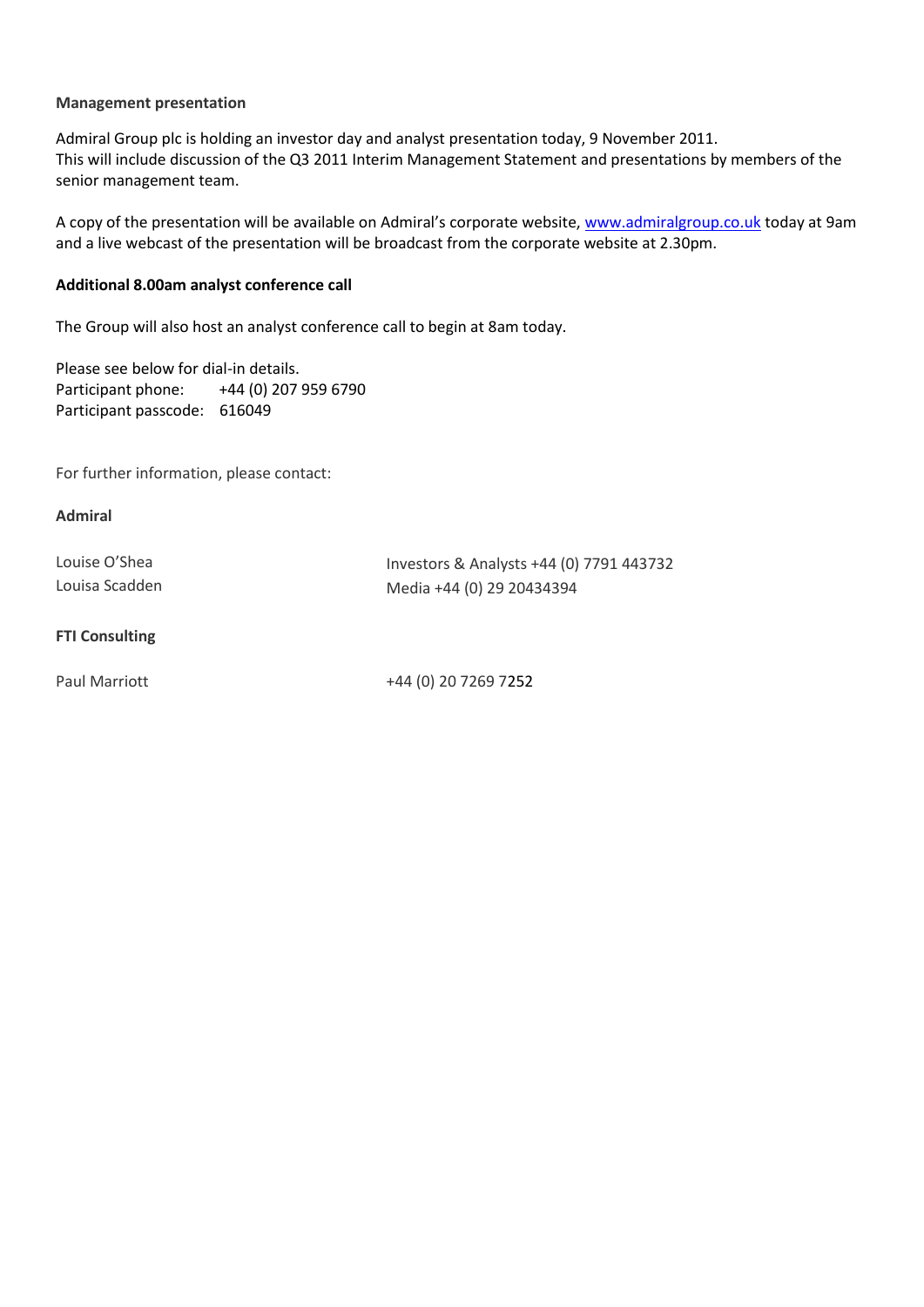**Management presentation**

Admiral Group plc is holding an investor day and analyst presentation today, 9 November 2011.
This will include discussion of the Q3 2011 Interim Management Statement and presentations by members of the senior management team.

A copy of the presentation will be available on Admiral's corporate website, www.admiralgroup.co.uk today at 9am and a live webcast of the presentation will be broadcast from the corporate website at 2.30pm.

**Additional 8.00am analyst conference call**

The Group will also host an analyst conference call to begin at 8am today.

Please see below for dial-in details.
Participant phone: +44 (0) 207 959 6790
Participant passcode: 616049

For further information, please contact:

**Admiral**

| | |
|---|---|
| Louise O'Shea | Investors & Analysts +44 (0) 7791 443732 |
| Louisa Scadden | Media +44 (0) 29 20434394 |

**FTI Consulting**

| | |
|---|---|
| Paul Marriott | +44 (0) 20 7269 7252 |